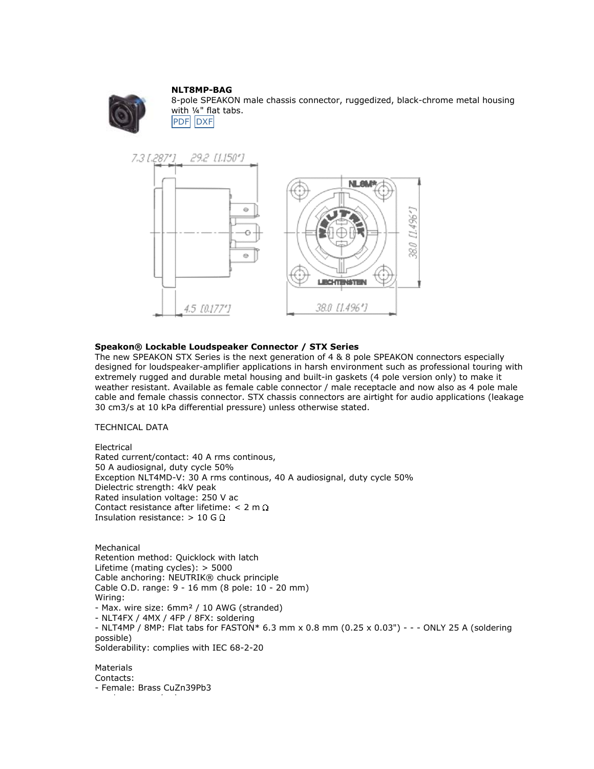**NLT8MP-BAG**

8-pole SPEAKON male chassis connector, ruggedized, black-chrome metal housing with ¼" flat tabs.

PDF DXF

**Speakon® Lockable Loudspeaker Connector / STX Series**

The new SPEAKON STX Series is the next generation of 4 & 8 pole SPEAKON connectors especially designed for loudspeaker-amplifier applications in harsh environment such as professional touring with extremely rugged and durable metal housing and built-in gaskets (4 pole version only) to make it weather resistant. Available as female cable connector / male receptacle and now also as 4 pole male cable and female chassis connector. STX chassis connectors are airtight for audio applications (leakage 30 cm3/s at 10 kPa differential pressure) unless otherwise stated.

TECHNICAL DATA

Electrical

Rated current/contact: 40 A rms continous,
50 A audiosignal, duty cycle 50%
Exception NLT4MD-V: 30 A rms continous, 40 A audiosignal, duty cycle 50%
Dielectric strength: 4kV peak
Rated insulation voltage: 250 V ac
Contact resistance after lifetime: < 2 m Ω
Insulation resistance: > 10 G Ω

Mechanical

Retention method: Quicklock with latch
Lifetime (mating cycles): > 5000
Cable anchoring: NEUTRIK® chuck principle
Cable O.D. range: 9 - 16 mm (8 pole: 10 - 20 mm)
Wiring:
- Max. wire size: 6mm² / 10 AWG (stranded)
- NLT4FX / 4MX / 4FP / 8FX: soldering
- NLT4MP / 8MP: Flat tabs for FASTON* 6.3 mm x 0.8 mm (0.25 x 0.03") - - - ONLY 25 A (soldering possible)
Solderability: complies with IEC 68-2-20

Materials

Contacts:
- Female: Brass CuZn39Pb3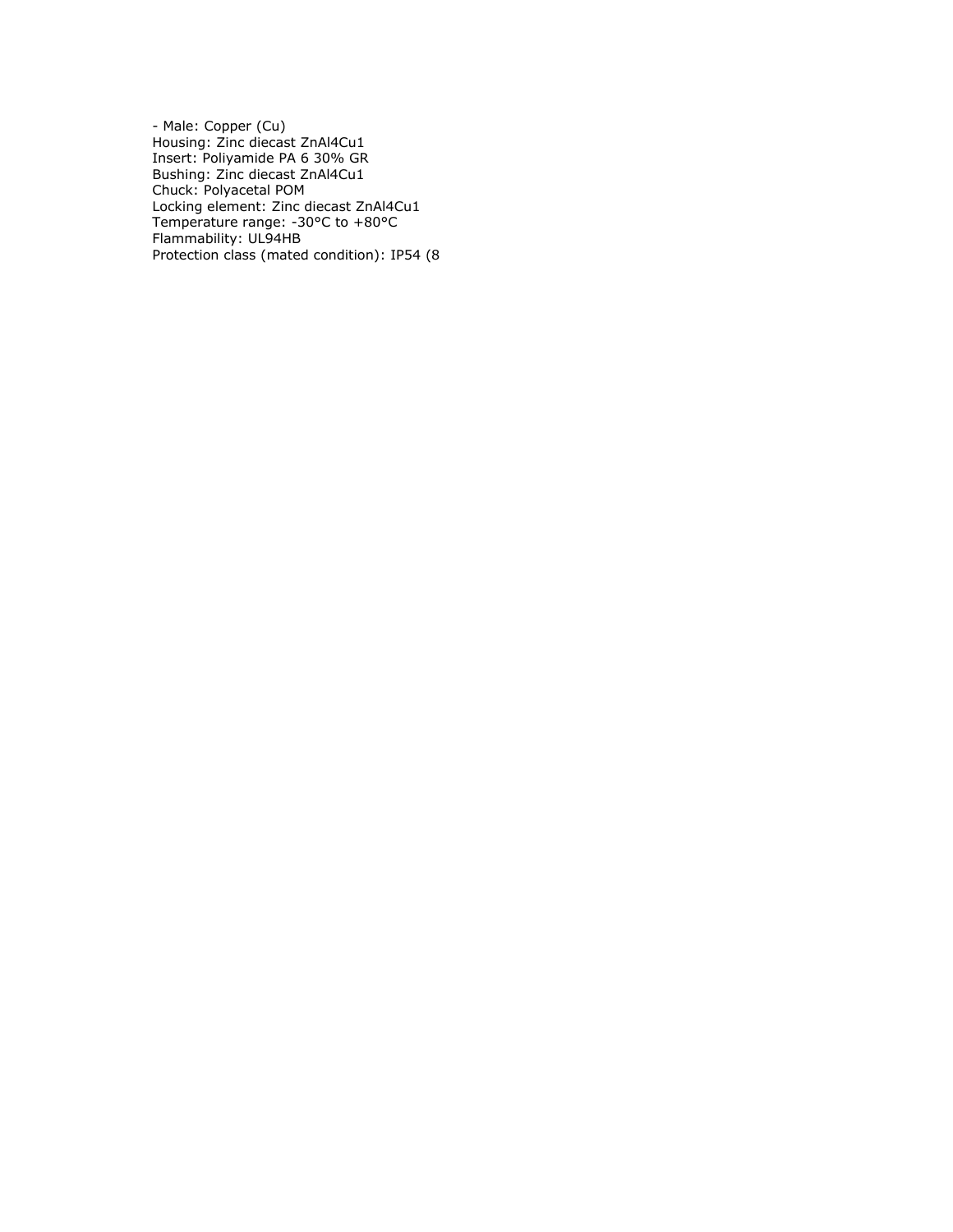- Male: Copper (Cu)
Housing: Zinc diecast ZnAl4Cu1
Insert: Poliyamide PA 6 30% GR
Bushing: Zinc diecast ZnAl4Cu1
Chuck: Polyacetal POM
Locking element: Zinc diecast ZnAl4Cu1
Temperature range: -30°C to +80°C
Flammability: UL94HB
Protection class (mated condition): IP54 (8